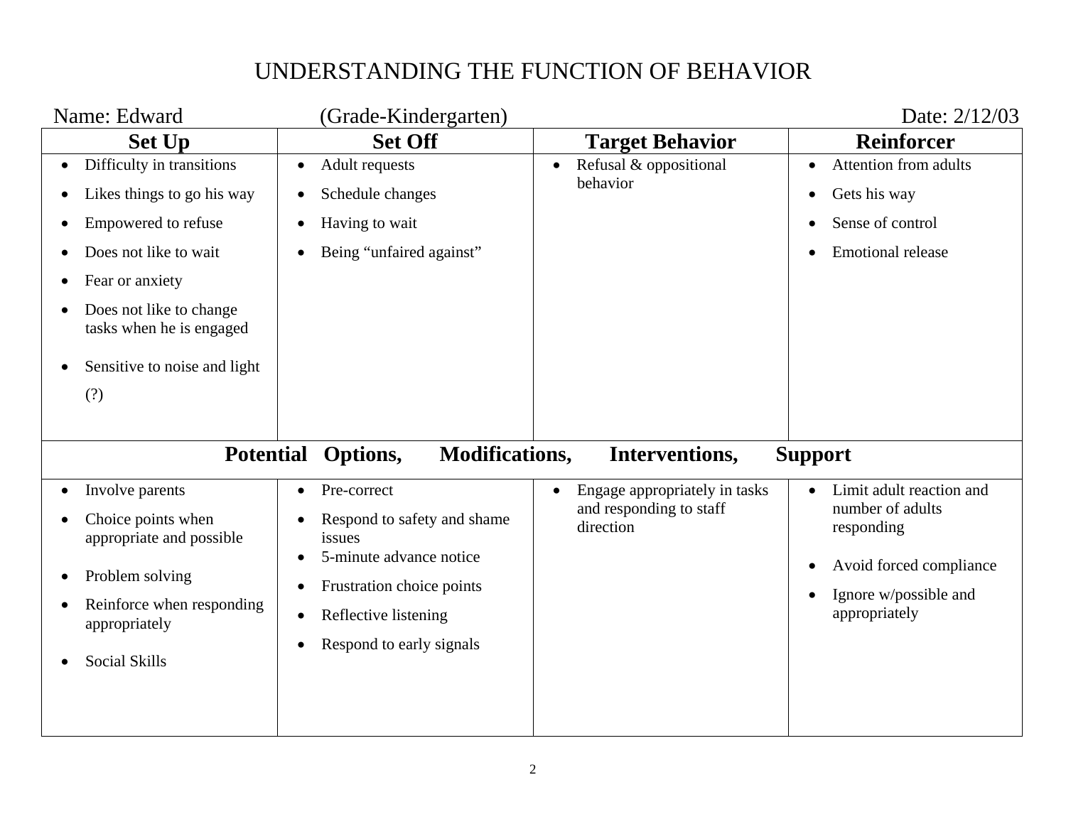# UNDERSTANDING THE FUNCTION OF BEHAVIOR

Name: Edward (Grade-Kindergarten) Date: 2/12/03

| Set Up | Set Off | Target Behavior | Reinforcer |
|---|---|---|---|
| • Difficulty in transitions<br>• Likes things to go his way<br>• Empowered to refuse<br>• Does not like to wait<br>• Fear or anxiety<br>• Does not like to change tasks when he is engaged<br>• Sensitive to noise and light (?) | • Adult requests<br>• Schedule changes<br>• Having to wait<br>• Being "unfaired against" | • Refusal & oppositional behavior | • Attention from adults<br>• Gets his way<br>• Sense of control<br>• Emotional release |
| **Potential Options, Modifications, Interventions, Support** | | | |
| • Involve parents<br>• Choice points when appropriate and possible<br>• Problem solving<br>• Reinforce when responding appropriately<br>• Social Skills | • Pre-correct<br>• Respond to safety and shame issues<br>• 5-minute advance notice<br>• Frustration choice points<br>• Reflective listening<br>• Respond to early signals | • Engage appropriately in tasks and responding to staff direction | • Limit adult reaction and number of adults responding<br>• Avoid forced compliance<br>• Ignore w/possible and appropriately |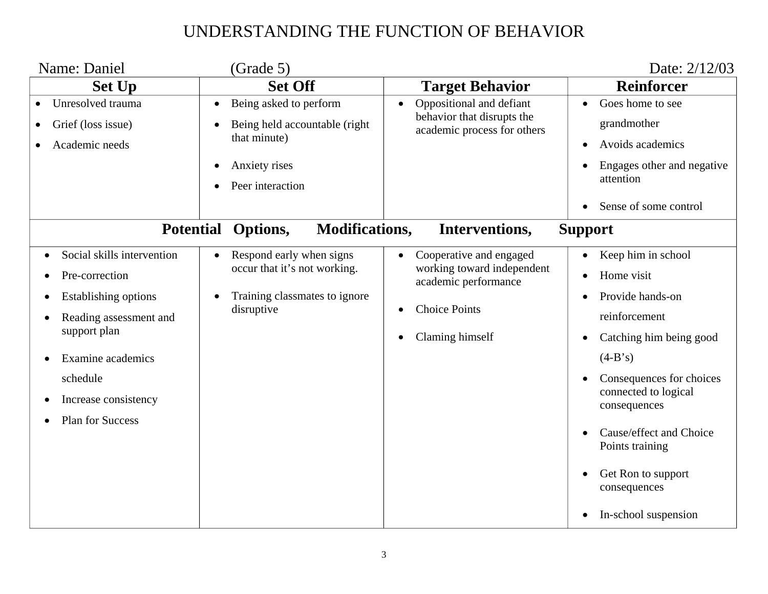# UNDERSTANDING THE FUNCTION OF BEHAVIOR

Name: Daniel (Grade 5) Date: 2/12/03

| Set Up | Set Off | Target Behavior | Reinforcer |
|---|---|---|---|
| • Unresolved trauma<br>• Grief (loss issue)<br>• Academic needs | • Being asked to perform<br>• Being held accountable (right that minute)<br>• Anxiety rises<br>• Peer interaction | • Oppositional and defiant behavior that disrupts the academic process for others | • Goes home to see grandmother<br>• Avoids academics<br>• Engages other and negative attention<br>• Sense of some control |
| **Potential Options, Modifications, Interventions, Support** | | | |
| • Social skills intervention<br>• Pre-correction<br>• Establishing options<br>• Reading assessment and support plan<br>• Examine academics schedule<br>• Increase consistency<br>• Plan for Success | • Respond early when signs occur that it's not working.<br>• Training classmates to ignore disruptive | • Cooperative and engaged working toward independent academic performance<br>• Choice Points<br>• Claming himself | • Keep him in school<br>• Home visit<br>• Provide hands-on reinforcement<br>• Catching him being good (4-B's)<br>• Consequences for choices connected to logical consequences<br>• Cause/effect and Choice Points training<br>• Get Ron to support consequences<br>• In-school suspension |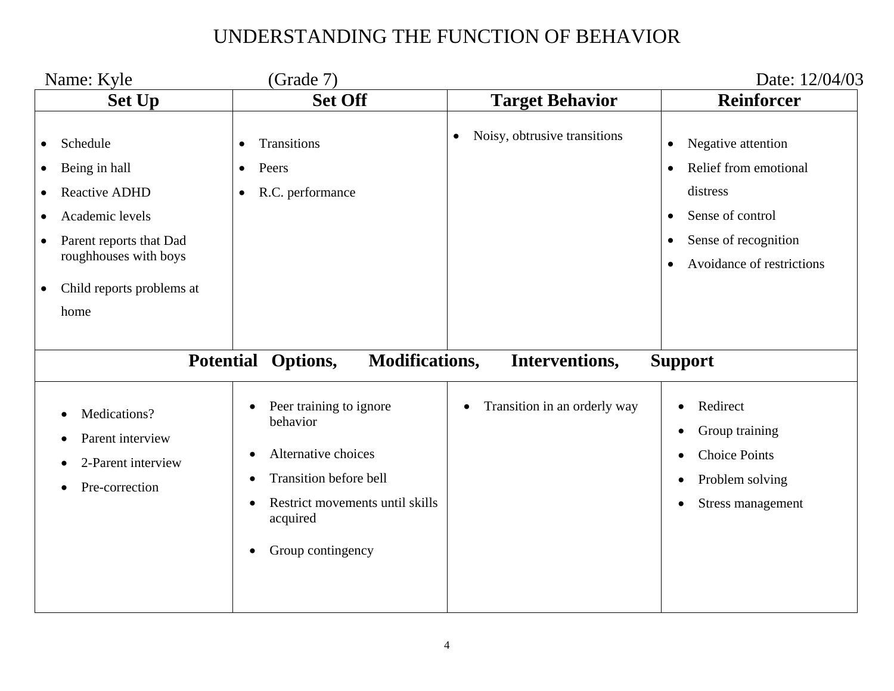# UNDERSTANDING THE FUNCTION OF BEHAVIOR

Name: Kyle (Grade 7) Date: 12/04/03

| Set Up | Set Off | Target Behavior | Reinforcer |
|---|---|---|---|
| • Schedule<br>• Being in hall<br>• Reactive ADHD<br>• Academic levels<br>• Parent reports that Dad roughhouses with boys<br>• Child reports problems at home | • Transitions<br>• Peers<br>• R.C. performance | • Noisy, obtrusive transitions | • Negative attention<br>• Relief from emotional distress<br>• Sense of control<br>• Sense of recognition<br>• Avoidance of restrictions |
| **Potential Options, Modifications, Interventions, Support** | | | |
| • Medications?<br>• Parent interview<br>• 2-Parent interview<br>• Pre-correction | • Peer training to ignore behavior<br>• Alternative choices<br>• Transition before bell<br>• Restrict movements until skills acquired<br>• Group contingency | • Transition in an orderly way | • Redirect<br>• Group training<br>• Choice Points<br>• Problem solving<br>• Stress management |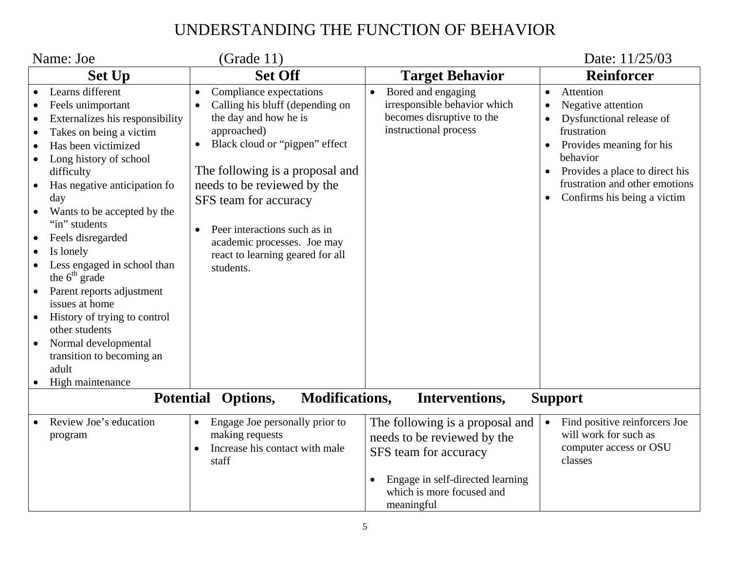# UNDERSTANDING THE FUNCTION OF BEHAVIOR

Name: Joe (Grade 11) Date: 11/25/03

| Set Up | Set Off | Target Behavior | Reinforcer |
|---|---|---|---|
| • Learns different<br>• Feels unimportant<br>• Externalizes his responsibility<br>• Takes on being a victim<br>• Has been victimized<br>• Long history of school difficulty<br>• Has negative anticipation fo day<br>• Wants to be accepted by the "in" students<br>• Feels disregarded<br>• Is lonely<br>• Less engaged in school than the 6th grade<br>• Parent reports adjustment issues at home<br>• History of trying to control other students<br>• Normal developmental transition to becoming an adult<br>• High maintenance | • Compliance expectations<br>• Calling his bluff (depending on the day and how he is approached)<br>• Black cloud or "pigpen" effect<br><br>The following is a proposal and needs to be reviewed by the SFS team for accuracy<br><br>• Peer interactions such as in academic processes. Joe may react to learning geared for all students. | • Bored and engaging irresponsible behavior which becomes disruptive to the instructional process | • Attention<br>• Negative attention<br>• Dysfunctional release of frustration<br>• Provides meaning for his behavior<br>• Provides a place to direct his frustration and other emotions<br>• Confirms his being a victim |
| **Potential Options,** | **Modifications,** | **Interventions,** | **Support** |
| • Review Joe's education program | • Engage Joe personally prior to making requests<br>• Increase his contact with male staff | The following is a proposal and needs to be reviewed by the SFS team for accuracy<br><br>• Engage in self-directed learning which is more focused and meaningful | • Find positive reinforcers Joe will work for such as computer access or OSU classes |